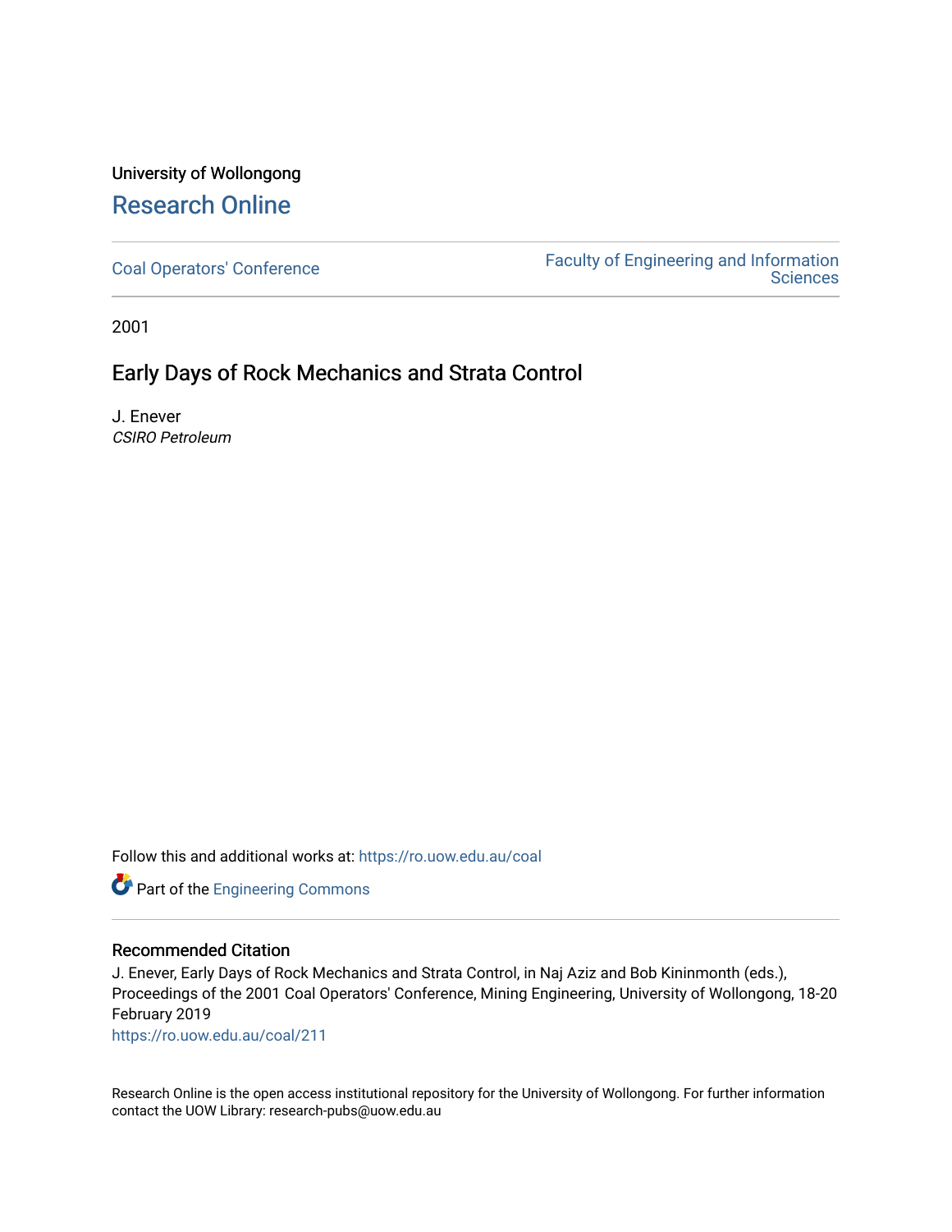University of Wollongong

# Research Online

Coal Operators' Conference

Faculty of Engineering and Information Sciences

2001

## Early Days of Rock Mechanics and Strata Control

J. Enever
*CSIRO Petroleum*

Follow this and additional works at: https://ro.uow.edu.au/coal

Part of the Engineering Commons

### Recommended Citation

J. Enever, Early Days of Rock Mechanics and Strata Control, in Naj Aziz and Bob Kininmonth (eds.), Proceedings of the 2001 Coal Operators' Conference, Mining Engineering, University of Wollongong, 18-20 February 2019
https://ro.uow.edu.au/coal/211

Research Online is the open access institutional repository for the University of Wollongong. For further information contact the UOW Library: research-pubs@uow.edu.au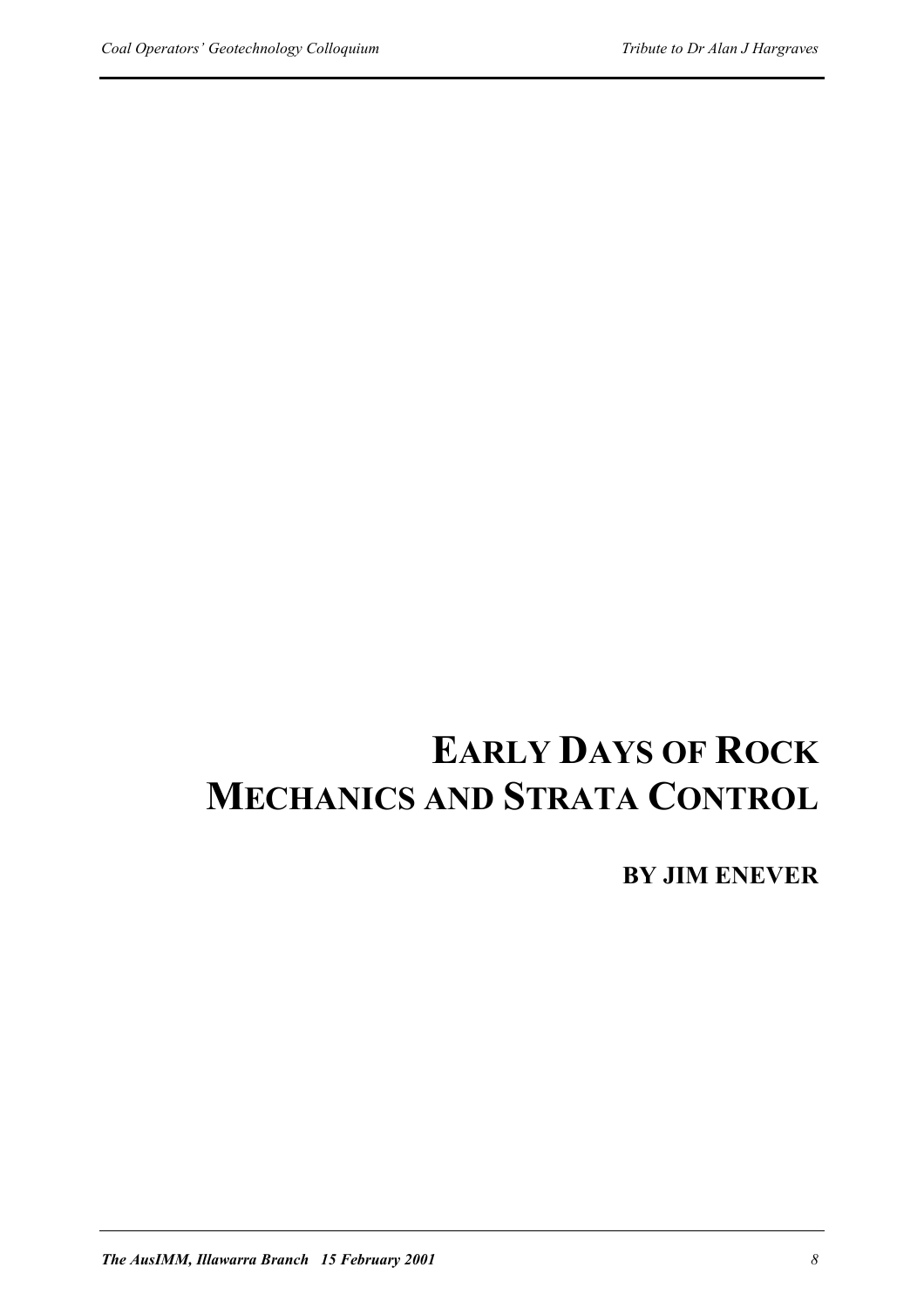# Early Days of Rock Mechanics and Strata Control

**BY JIM ENEVER**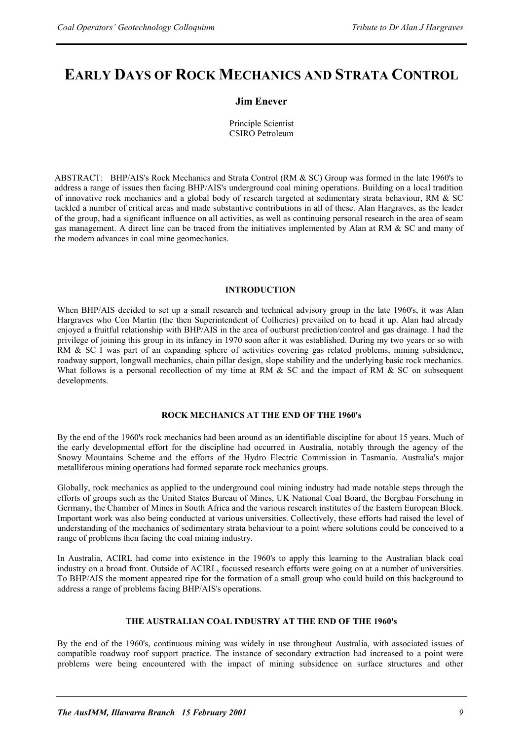# EARLY DAYS OF ROCK MECHANICS AND STRATA CONTROL

**Jim Enever**

Principle Scientist
CSIRO Petroleum

ABSTRACT: BHP/AIS's Rock Mechanics and Strata Control (RM & SC) Group was formed in the late 1960's to address a range of issues then facing BHP/AIS's underground coal mining operations. Building on a local tradition of innovative rock mechanics and a global body of research targeted at sedimentary strata behaviour, RM & SC tackled a number of critical areas and made substantive contributions in all of these. Alan Hargraves, as the leader of the group, had a significant influence on all activities, as well as continuing personal research in the area of seam gas management. A direct line can be traced from the initiatives implemented by Alan at RM & SC and many of the modern advances in coal mine geomechanics.

## INTRODUCTION

When BHP/AIS decided to set up a small research and technical advisory group in the late 1960's, it was Alan Hargraves who Con Martin (the then Superintendent of Collieries) prevailed on to head it up. Alan had already enjoyed a fruitful relationship with BHP/AIS in the area of outburst prediction/control and gas drainage. I had the privilege of joining this group in its infancy in 1970 soon after it was established. During my two years or so with RM & SC I was part of an expanding sphere of activities covering gas related problems, mining subsidence, roadway support, longwall mechanics, chain pillar design, slope stability and the underlying basic rock mechanics. What follows is a personal recollection of my time at RM & SC and the impact of RM & SC on subsequent developments.

## ROCK MECHANICS AT THE END OF THE 1960's

By the end of the 1960's rock mechanics had been around as an identifiable discipline for about 15 years. Much of the early developmental effort for the discipline had occurred in Australia, notably through the agency of the Snowy Mountains Scheme and the efforts of the Hydro Electric Commission in Tasmania. Australia's major metalliferous mining operations had formed separate rock mechanics groups.

Globally, rock mechanics as applied to the underground coal mining industry had made notable steps through the efforts of groups such as the United States Bureau of Mines, UK National Coal Board, the Bergbau Forschung in Germany, the Chamber of Mines in South Africa and the various research institutes of the Eastern European Block. Important work was also being conducted at various universities. Collectively, these efforts had raised the level of understanding of the mechanics of sedimentary strata behaviour to a point where solutions could be conceived to a range of problems then facing the coal mining industry.

In Australia, ACIRL had come into existence in the 1960's to apply this learning to the Australian black coal industry on a broad front. Outside of ACIRL, focussed research efforts were going on at a number of universities. To BHP/AIS the moment appeared ripe for the formation of a small group who could build on this background to address a range of problems facing BHP/AIS's operations.

## THE AUSTRALIAN COAL INDUSTRY AT THE END OF THE 1960's

By the end of the 1960's, continuous mining was widely in use throughout Australia, with associated issues of compatible roadway roof support practice. The instance of secondary extraction had increased to a point were problems were being encountered with the impact of mining subsidence on surface structures and other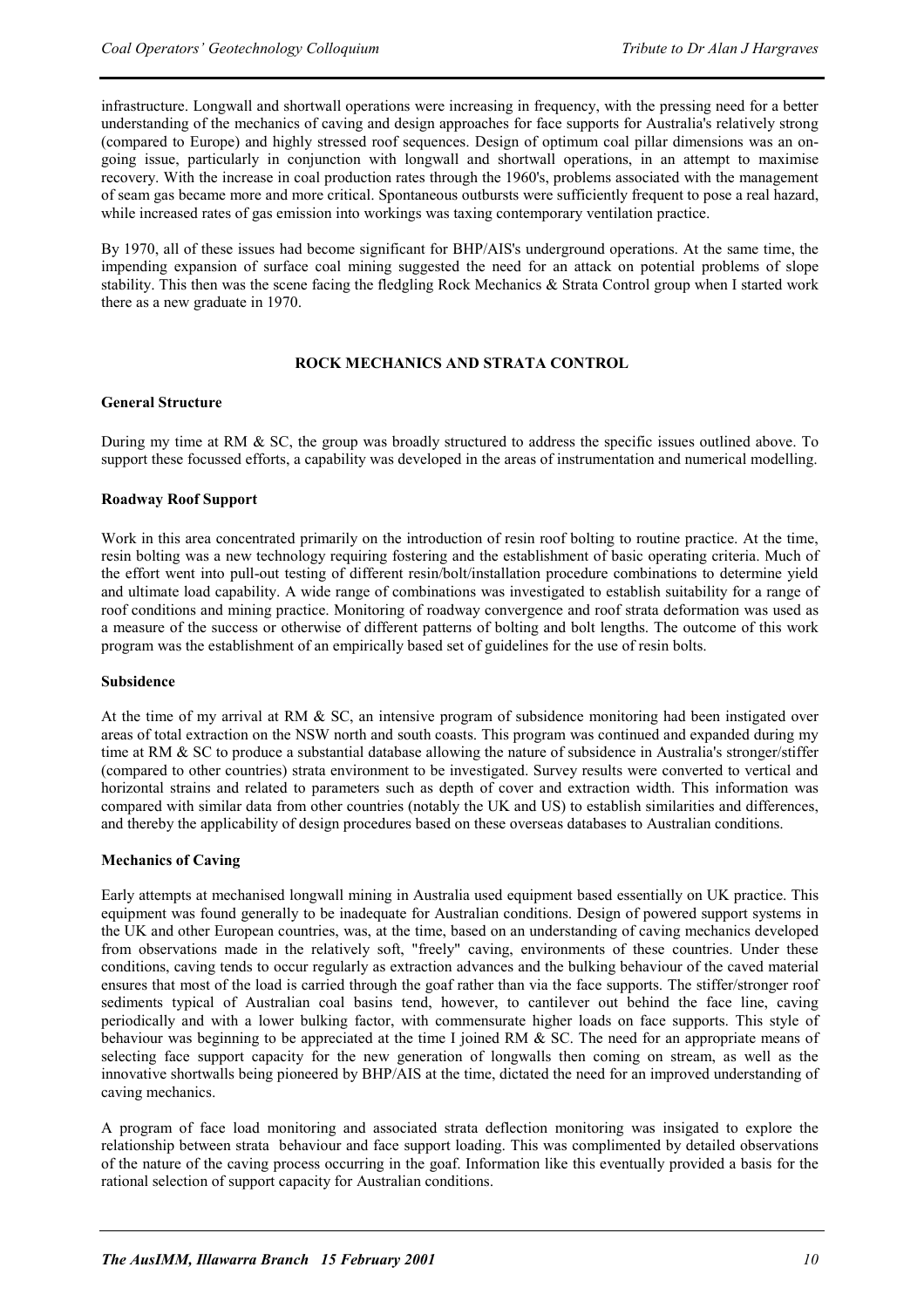infrastructure. Longwall and shortwall operations were increasing in frequency, with the pressing need for a better understanding of the mechanics of caving and design approaches for face supports for Australia's relatively strong (compared to Europe) and highly stressed roof sequences. Design of optimum coal pillar dimensions was an on-going issue, particularly in conjunction with longwall and shortwall operations, in an attempt to maximise recovery. With the increase in coal production rates through the 1960's, problems associated with the management of seam gas became more and more critical. Spontaneous outbursts were sufficiently frequent to pose a real hazard, while increased rates of gas emission into workings was taxing contemporary ventilation practice.

By 1970, all of these issues had become significant for BHP/AIS's underground operations. At the same time, the impending expansion of surface coal mining suggested the need for an attack on potential problems of slope stability. This then was the scene facing the fledgling Rock Mechanics & Strata Control group when I started work there as a new graduate in 1970.

## ROCK MECHANICS AND STRATA CONTROL

### General Structure

During my time at RM & SC, the group was broadly structured to address the specific issues outlined above. To support these focussed efforts, a capability was developed in the areas of instrumentation and numerical modelling.

### Roadway Roof Support

Work in this area concentrated primarily on the introduction of resin roof bolting to routine practice. At the time, resin bolting was a new technology requiring fostering and the establishment of basic operating criteria. Much of the effort went into pull-out testing of different resin/bolt/installation procedure combinations to determine yield and ultimate load capability. A wide range of combinations was investigated to establish suitability for a range of roof conditions and mining practice. Monitoring of roadway convergence and roof strata deformation was used as a measure of the success or otherwise of different patterns of bolting and bolt lengths. The outcome of this work program was the establishment of an empirically based set of guidelines for the use of resin bolts.

### Subsidence

At the time of my arrival at RM & SC, an intensive program of subsidence monitoring had been instigated over areas of total extraction on the NSW north and south coasts. This program was continued and expanded during my time at RM & SC to produce a substantial database allowing the nature of subsidence in Australia's stronger/stiffer (compared to other countries) strata environment to be investigated. Survey results were converted to vertical and horizontal strains and related to parameters such as depth of cover and extraction width. This information was compared with similar data from other countries (notably the UK and US) to establish similarities and differences, and thereby the applicability of design procedures based on these overseas databases to Australian conditions.

### Mechanics of Caving

Early attempts at mechanised longwall mining in Australia used equipment based essentially on UK practice. This equipment was found generally to be inadequate for Australian conditions. Design of powered support systems in the UK and other European countries, was, at the time, based on an understanding of caving mechanics developed from observations made in the relatively soft, "freely" caving, environments of these countries. Under these conditions, caving tends to occur regularly as extraction advances and the bulking behaviour of the caved material ensures that most of the load is carried through the goaf rather than via the face supports. The stiffer/stronger roof sediments typical of Australian coal basins tend, however, to cantilever out behind the face line, caving periodically and with a lower bulking factor, with commensurate higher loads on face supports. This style of behaviour was beginning to be appreciated at the time I joined RM & SC. The need for an appropriate means of selecting face support capacity for the new generation of longwalls then coming on stream, as well as the innovative shortwalls being pioneered by BHP/AIS at the time, dictated the need for an improved understanding of caving mechanics.

A program of face load monitoring and associated strata deflection monitoring was insigated to explore the relationship between strata behaviour and face support loading. This was complimented by detailed observations of the nature of the caving process occurring in the goaf. Information like this eventually provided a basis for the rational selection of support capacity for Australian conditions.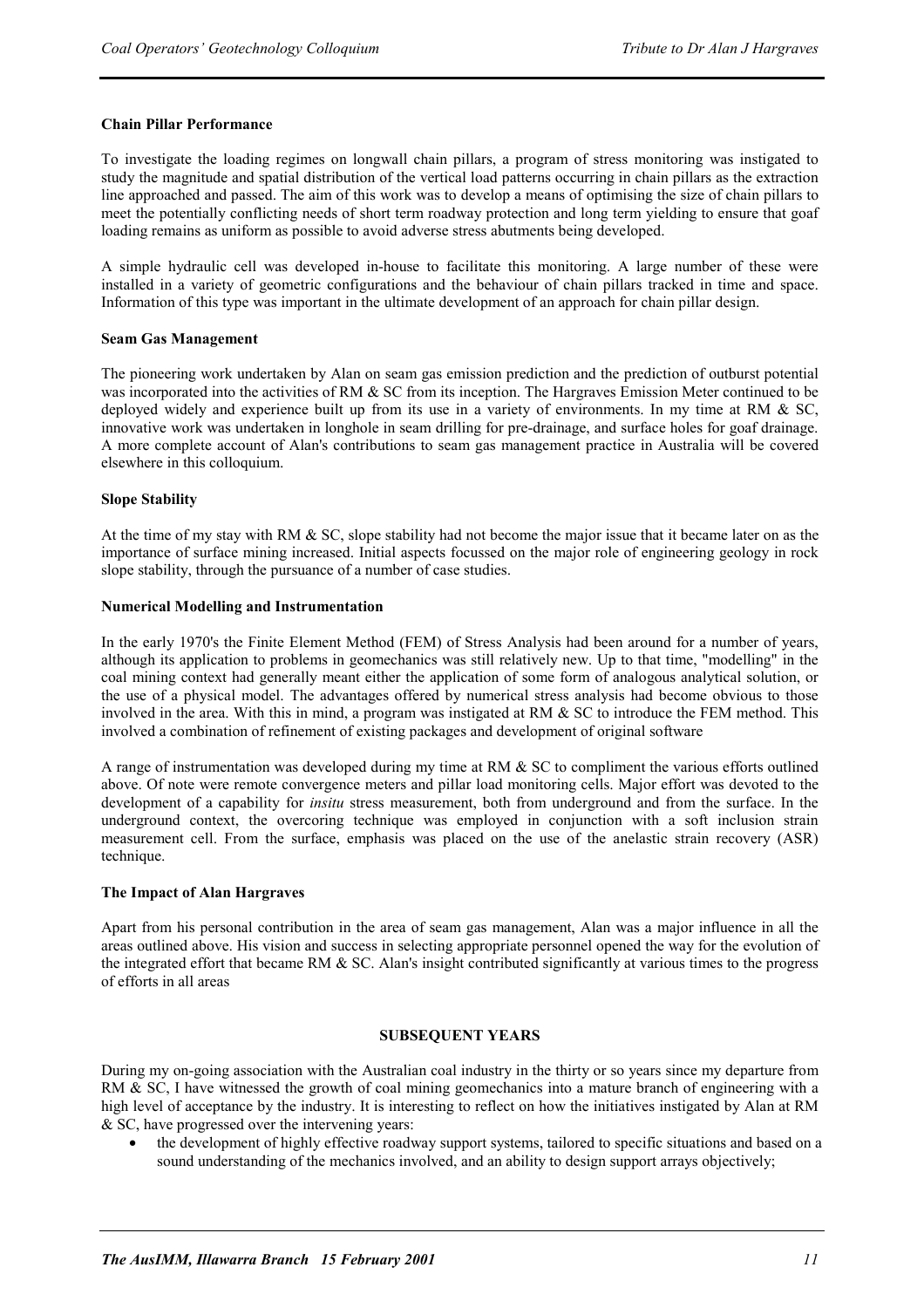**Chain Pillar Performance**

To investigate the loading regimes on longwall chain pillars, a program of stress monitoring was instigated to study the magnitude and spatial distribution of the vertical load patterns occurring in chain pillars as the extraction line approached and passed. The aim of this work was to develop a means of optimising the size of chain pillars to meet the potentially conflicting needs of short term roadway protection and long term yielding to ensure that goaf loading remains as uniform as possible to avoid adverse stress abutments being developed.

A simple hydraulic cell was developed in-house to facilitate this monitoring. A large number of these were installed in a variety of geometric configurations and the behaviour of chain pillars tracked in time and space. Information of this type was important in the ultimate development of an approach for chain pillar design.

**Seam Gas Management**

The pioneering work undertaken by Alan on seam gas emission prediction and the prediction of outburst potential was incorporated into the activities of RM & SC from its inception. The Hargraves Emission Meter continued to be deployed widely and experience built up from its use in a variety of environments. In my time at RM & SC, innovative work was undertaken in longhole in seam drilling for pre-drainage, and surface holes for goaf drainage. A more complete account of Alan's contributions to seam gas management practice in Australia will be covered elsewhere in this colloquium.

**Slope Stability**

At the time of my stay with RM & SC, slope stability had not become the major issue that it became later on as the importance of surface mining increased. Initial aspects focussed on the major role of engineering geology in rock slope stability, through the pursuance of a number of case studies.

**Numerical Modelling and Instrumentation**

In the early 1970's the Finite Element Method (FEM) of Stress Analysis had been around for a number of years, although its application to problems in geomechanics was still relatively new. Up to that time, "modelling" in the coal mining context had generally meant either the application of some form of analogous analytical solution, or the use of a physical model. The advantages offered by numerical stress analysis had become obvious to those involved in the area. With this in mind, a program was instigated at RM & SC to introduce the FEM method. This involved a combination of refinement of existing packages and development of original software

A range of instrumentation was developed during my time at RM & SC to compliment the various efforts outlined above. Of note were remote convergence meters and pillar load monitoring cells. Major effort was devoted to the development of a capability for *insitu* stress measurement, both from underground and from the surface. In the underground context, the overcoring technique was employed in conjunction with a soft inclusion strain measurement cell. From the surface, emphasis was placed on the use of the anelastic strain recovery (ASR) technique.

**The Impact of Alan Hargraves**

Apart from his personal contribution in the area of seam gas management, Alan was a major influence in all the areas outlined above. His vision and success in selecting appropriate personnel opened the way for the evolution of the integrated effort that became RM & SC. Alan's insight contributed significantly at various times to the progress of efforts in all areas

## SUBSEQUENT YEARS

During my on-going association with the Australian coal industry in the thirty or so years since my departure from RM & SC, I have witnessed the growth of coal mining geomechanics into a mature branch of engineering with a high level of acceptance by the industry. It is interesting to reflect on how the initiatives instigated by Alan at RM & SC, have progressed over the intervening years:

- the development of highly effective roadway support systems, tailored to specific situations and based on a sound understanding of the mechanics involved, and an ability to design support arrays objectively;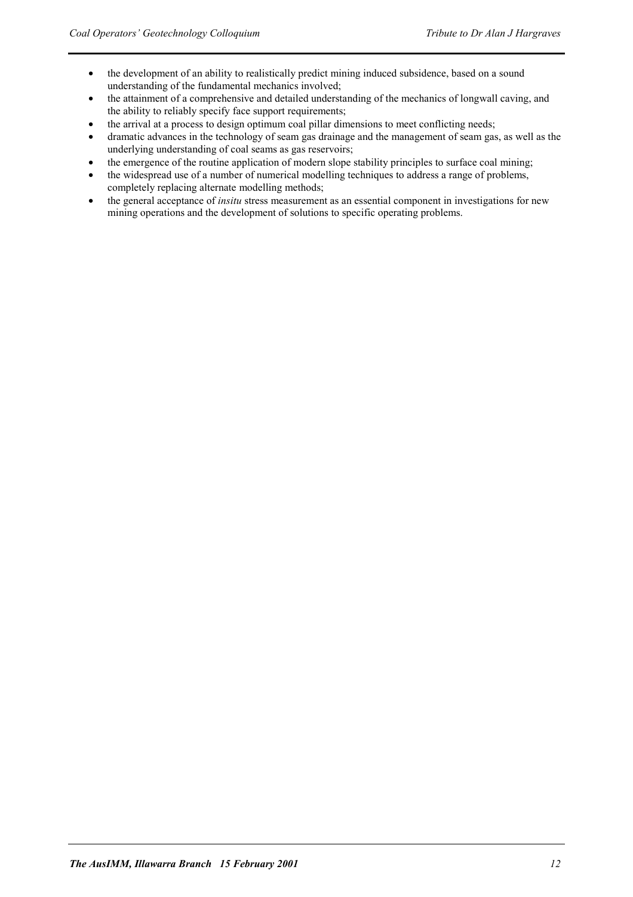- the development of an ability to realistically predict mining induced subsidence, based on a sound understanding of the fundamental mechanics involved;
- the attainment of a comprehensive and detailed understanding of the mechanics of longwall caving, and the ability to reliably specify face support requirements;
- the arrival at a process to design optimum coal pillar dimensions to meet conflicting needs;
- dramatic advances in the technology of seam gas drainage and the management of seam gas, as well as the underlying understanding of coal seams as gas reservoirs;
- the emergence of the routine application of modern slope stability principles to surface coal mining;
- the widespread use of a number of numerical modelling techniques to address a range of problems, completely replacing alternate modelling methods;
- the general acceptance of *insitu* stress measurement as an essential component in investigations for new mining operations and the development of solutions to specific operating problems.